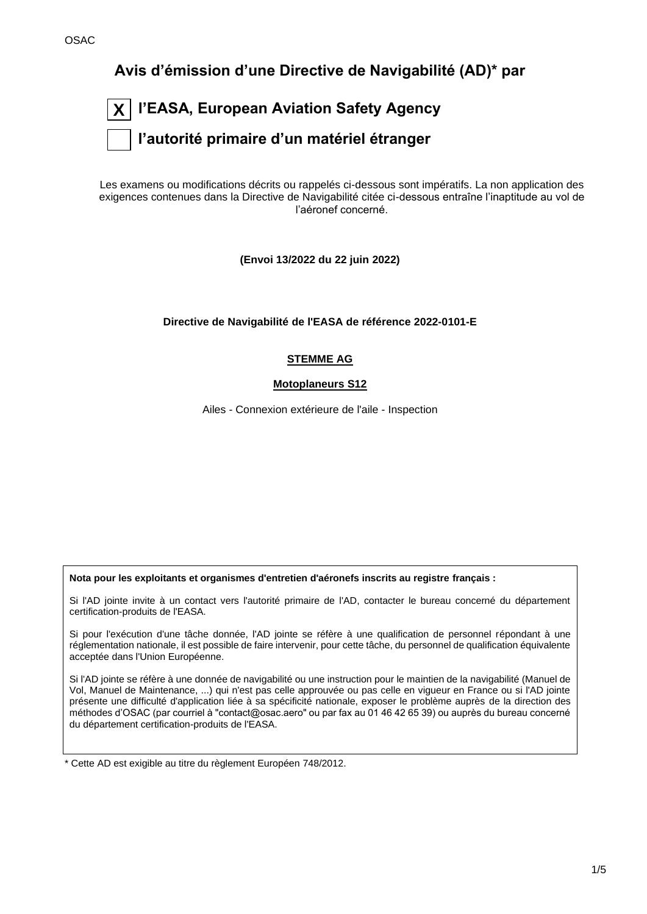OSAC

# Avis d’émission d’une Directive de Navigabilité (AD)* par

**[X] l’EASA, European Aviation Safety Agency**

**[ ] l’autorité primaire d’un matériel étranger**

Les examens ou modifications décrits ou rappelés ci-dessous sont impératifs. La non application des exigences contenues dans la Directive de Navigabilité citée ci-dessous entraîne l’inaptitude au vol de l’aéronef concerné.

**(Envoi 13/2022 du 22 juin 2022)**

**Directive de Navigabilité de l'EASA de référence 2022-0101-E**

**STEMME AG**

**Motoplaneurs S12**

Ailes - Connexion extérieure de l'aile - Inspection

**Nota pour les exploitants et organismes d'entretien d'aéronefs inscrits au registre français :**

Si l'AD jointe invite à un contact vers l'autorité primaire de l'AD, contacter le bureau concerné du département certification-produits de l'EASA.

Si pour l'exécution d'une tâche donnée, l'AD jointe se réfère à une qualification de personnel répondant à une réglementation nationale, il est possible de faire intervenir, pour cette tâche, du personnel de qualification équivalente acceptée dans l'Union Européenne.

Si l'AD jointe se réfère à une donnée de navigabilité ou une instruction pour le maintien de la navigabilité (Manuel de Vol, Manuel de Maintenance, ...) qui n'est pas celle approuvée ou pas celle en vigueur en France ou si l'AD jointe présente une difficulté d'application liée à sa spécificité nationale, exposer le problème auprès de la direction des méthodes d’OSAC (par courriel à "contact@osac.aero" ou par fax au 01 46 42 65 39) ou auprès du bureau concerné du département certification-produits de l'EASA.

\* Cette AD est exigible au titre du règlement Européen 748/2012.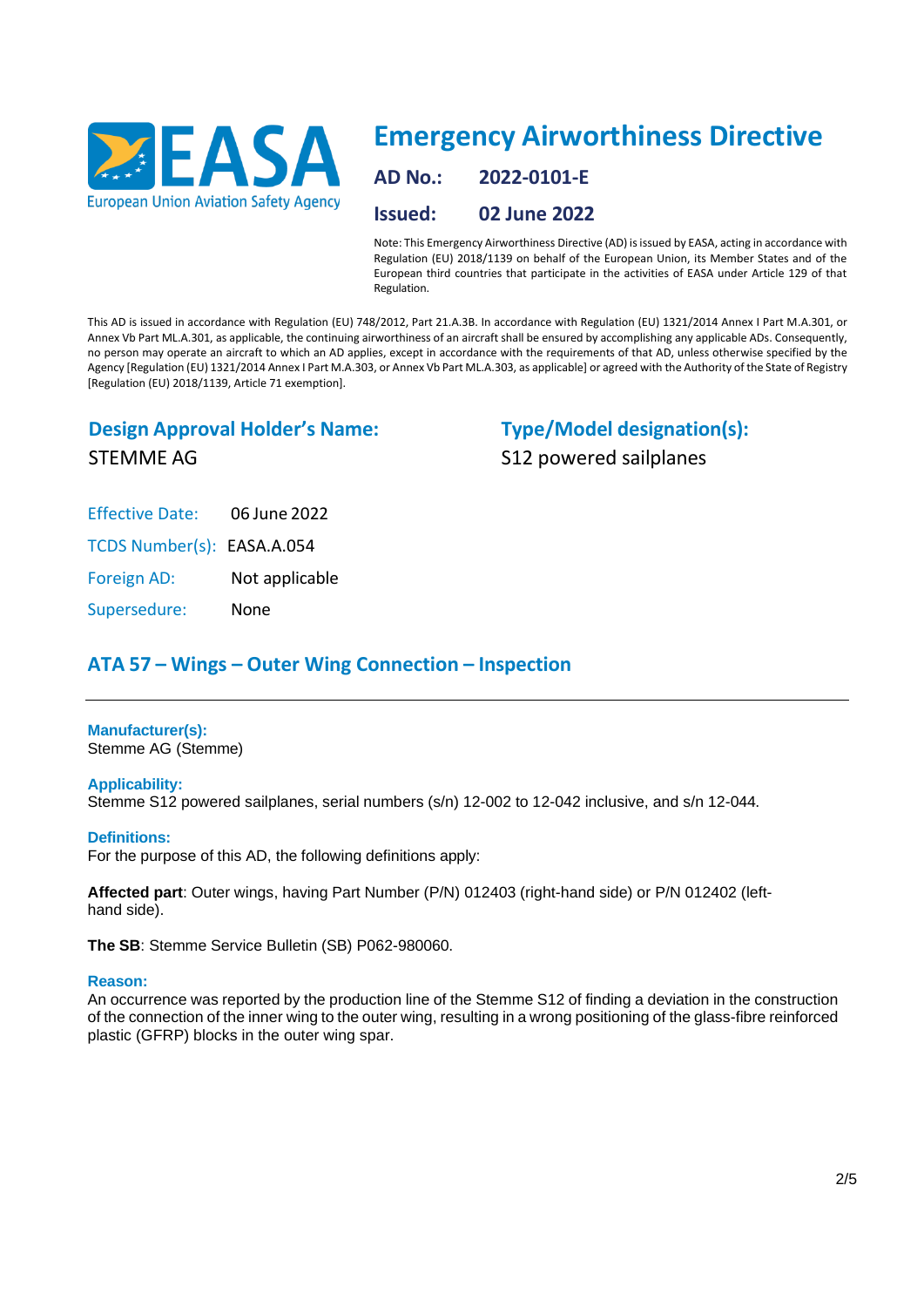# Emergency Airworthiness Directive

**AD No.:** 2022-0101-E

**Issued:** 02 June 2022

Note: This Emergency Airworthiness Directive (AD) is issued by EASA, acting in accordance with Regulation (EU) 2018/1139 on behalf of the European Union, its Member States and of the European third countries that participate in the activities of EASA under Article 129 of that Regulation.

This AD is issued in accordance with Regulation (EU) 748/2012, Part 21.A.3B. In accordance with Regulation (EU) 1321/2014 Annex I Part M.A.301, or Annex Vb Part ML.A.301, as applicable, the continuing airworthiness of an aircraft shall be ensured by accomplishing any applicable ADs. Consequently, no person may operate an aircraft to which an AD applies, except in accordance with the requirements of that AD, unless otherwise specified by the Agency [Regulation (EU) 1321/2014 Annex I Part M.A.303, or Annex Vb Part ML.A.303, as applicable] or agreed with the Authority of the State of Registry [Regulation (EU) 2018/1139, Article 71 exemption].

## Design Approval Holder's Name:

STEMME AG

## Type/Model designation(s):

S12 powered sailplanes

Effective Date: 06 June 2022

TCDS Number(s): EASA.A.054

Foreign AD: Not applicable

Supersedure: None

## ATA 57 – Wings – Outer Wing Connection – Inspection

**Manufacturer(s):**
Stemme AG (Stemme)

**Applicability:**
Stemme S12 powered sailplanes, serial numbers (s/n) 12-002 to 12-042 inclusive, and s/n 12-044.

**Definitions:**
For the purpose of this AD, the following definitions apply:

**Affected part**: Outer wings, having Part Number (P/N) 012403 (right-hand side) or P/N 012402 (left-hand side).

**The SB**: Stemme Service Bulletin (SB) P062-980060.

**Reason:**
An occurrence was reported by the production line of the Stemme S12 of finding a deviation in the construction of the connection of the inner wing to the outer wing, resulting in a wrong positioning of the glass-fibre reinforced plastic (GFRP) blocks in the outer wing spar.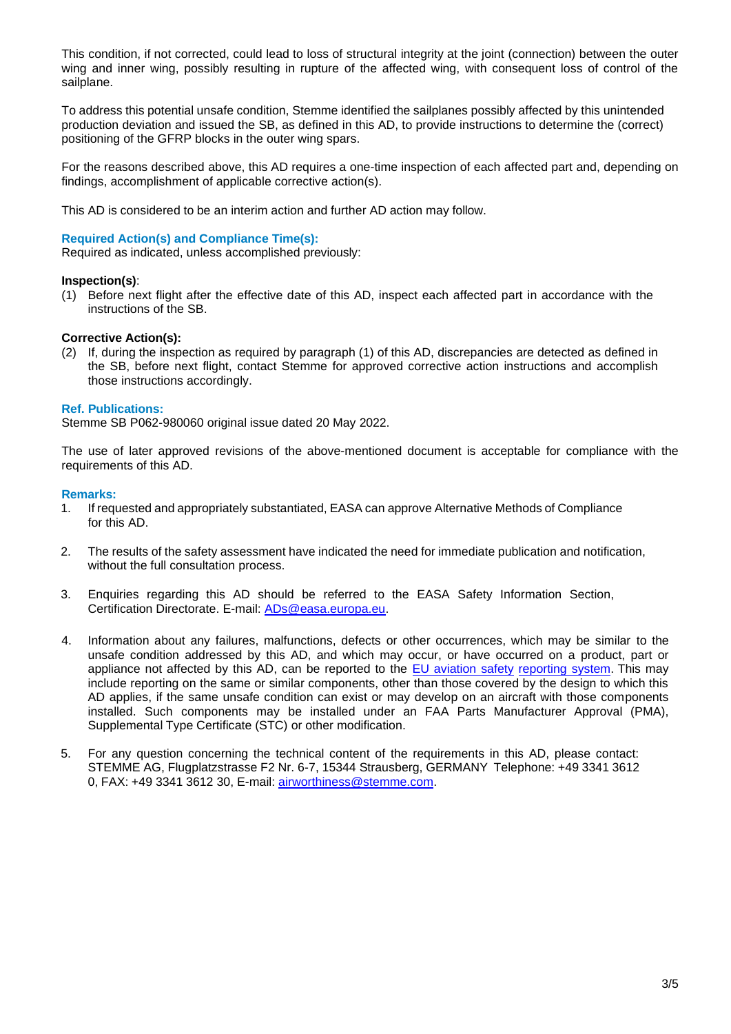This condition, if not corrected, could lead to loss of structural integrity at the joint (connection) between the outer wing and inner wing, possibly resulting in rupture of the affected wing, with consequent loss of control of the sailplane.

To address this potential unsafe condition, Stemme identified the sailplanes possibly affected by this unintended production deviation and issued the SB, as defined in this AD, to provide instructions to determine the (correct) positioning of the GFRP blocks in the outer wing spars.

For the reasons described above, this AD requires a one-time inspection of each affected part and, depending on findings, accomplishment of applicable corrective action(s).

This AD is considered to be an interim action and further AD action may follow.

**Required Action(s) and Compliance Time(s):**

Required as indicated, unless accomplished previously:

**Inspection(s)**:

(1) Before next flight after the effective date of this AD, inspect each affected part in accordance with the instructions of the SB.

**Corrective Action(s):**

(2) If, during the inspection as required by paragraph (1) of this AD, discrepancies are detected as defined in the SB, before next flight, contact Stemme for approved corrective action instructions and accomplish those instructions accordingly.

**Ref. Publications:**

Stemme SB P062-980060 original issue dated 20 May 2022.

The use of later approved revisions of the above-mentioned document is acceptable for compliance with the requirements of this AD.

**Remarks:**

1. If requested and appropriately substantiated, EASA can approve Alternative Methods of Compliance for this AD.

2. The results of the safety assessment have indicated the need for immediate publication and notification, without the full consultation process.

3. Enquiries regarding this AD should be referred to the EASA Safety Information Section, Certification Directorate. E-mail: ADs@easa.europa.eu.

4. Information about any failures, malfunctions, defects or other occurrences, which may be similar to the unsafe condition addressed by this AD, and which may occur, or have occurred on a product, part or appliance not affected by this AD, can be reported to the EU aviation safety reporting system. This may include reporting on the same or similar components, other than those covered by the design to which this AD applies, if the same unsafe condition can exist or may develop on an aircraft with those components installed. Such components may be installed under an FAA Parts Manufacturer Approval (PMA), Supplemental Type Certificate (STC) or other modification.

5. For any question concerning the technical content of the requirements in this AD, please contact: STEMME AG, Flugplatzstrasse F2 Nr. 6-7, 15344 Strausberg, GERMANY Telephone: +49 3341 3612 0, FAX: +49 3341 3612 30, E-mail: airworthiness@stemme.com.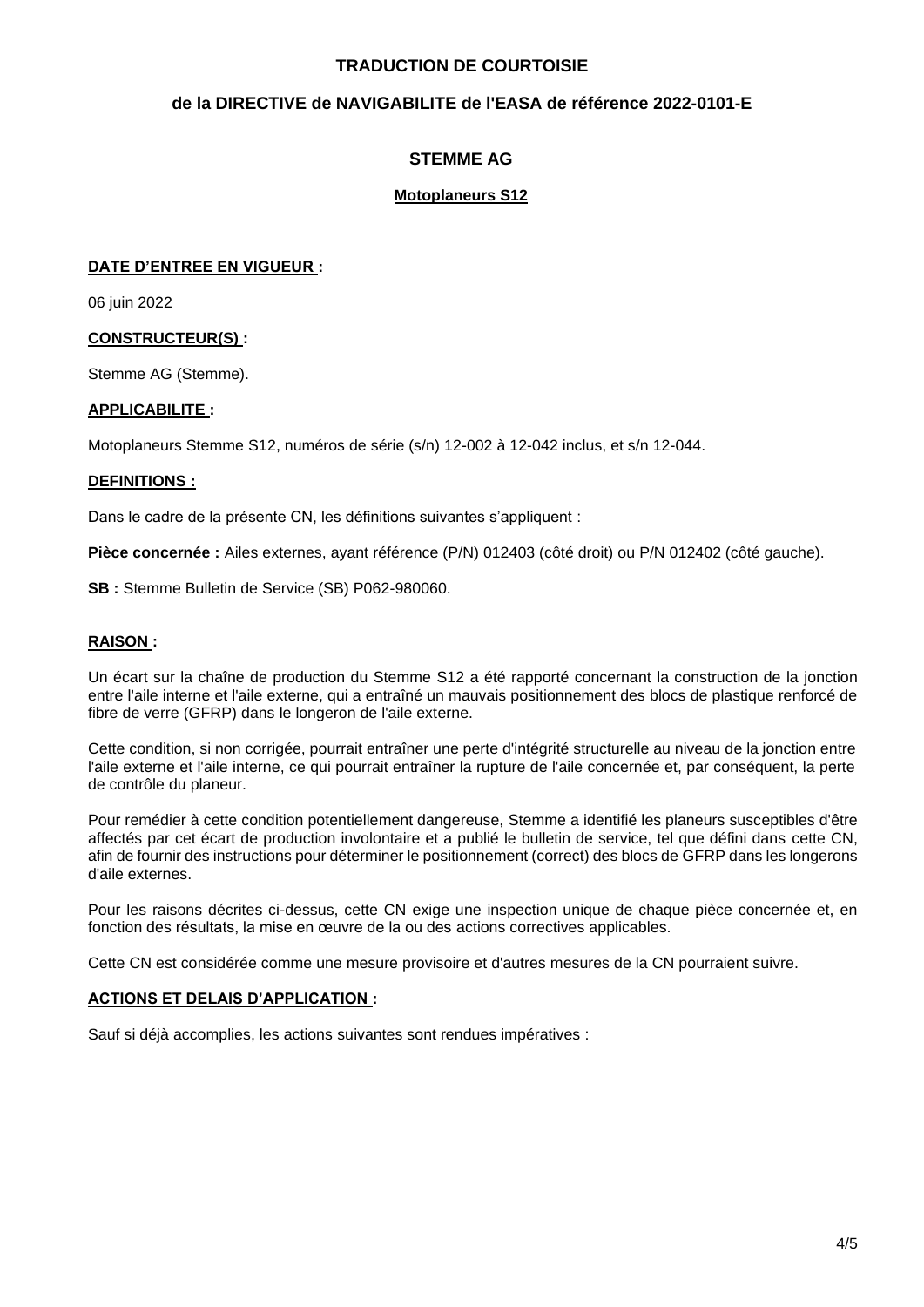**TRADUCTION DE COURTOISIE**

**de la DIRECTIVE de NAVIGABILITE de l'EASA de référence 2022-0101-E**

**STEMME AG**

**Motoplaneurs S12**

**DATE D'ENTREE EN VIGUEUR :**

06 juin 2022

**CONSTRUCTEUR(S) :**

Stemme AG (Stemme).

**APPLICABILITE :**

Motoplaneurs Stemme S12, numéros de série (s/n) 12-002 à 12-042 inclus, et s/n 12-044.

**DEFINITIONS :**

Dans le cadre de la présente CN, les définitions suivantes s'appliquent :

**Pièce concernée :** Ailes externes, ayant référence (P/N) 012403 (côté droit) ou P/N 012402 (côté gauche).

**SB :** Stemme Bulletin de Service (SB) P062-980060.

**RAISON :**

Un écart sur la chaîne de production du Stemme S12 a été rapporté concernant la construction de la jonction entre l'aile interne et l'aile externe, qui a entraîné un mauvais positionnement des blocs de plastique renforcé de fibre de verre (GFRP) dans le longeron de l'aile externe.

Cette condition, si non corrigée, pourrait entraîner une perte d'intégrité structurelle au niveau de la jonction entre l'aile externe et l'aile interne, ce qui pourrait entraîner la rupture de l'aile concernée et, par conséquent, la perte de contrôle du planeur.

Pour remédier à cette condition potentiellement dangereuse, Stemme a identifié les planeurs susceptibles d'être affectés par cet écart de production involontaire et a publié le bulletin de service, tel que défini dans cette CN, afin de fournir des instructions pour déterminer le positionnement (correct) des blocs de GFRP dans les longerons d'aile externes.

Pour les raisons décrites ci-dessus, cette CN exige une inspection unique de chaque pièce concernée et, en fonction des résultats, la mise en œuvre de la ou des actions correctives applicables.

Cette CN est considérée comme une mesure provisoire et d'autres mesures de la CN pourraient suivre.

**ACTIONS ET DELAIS D'APPLICATION :**

Sauf si déjà accomplies, les actions suivantes sont rendues impératives :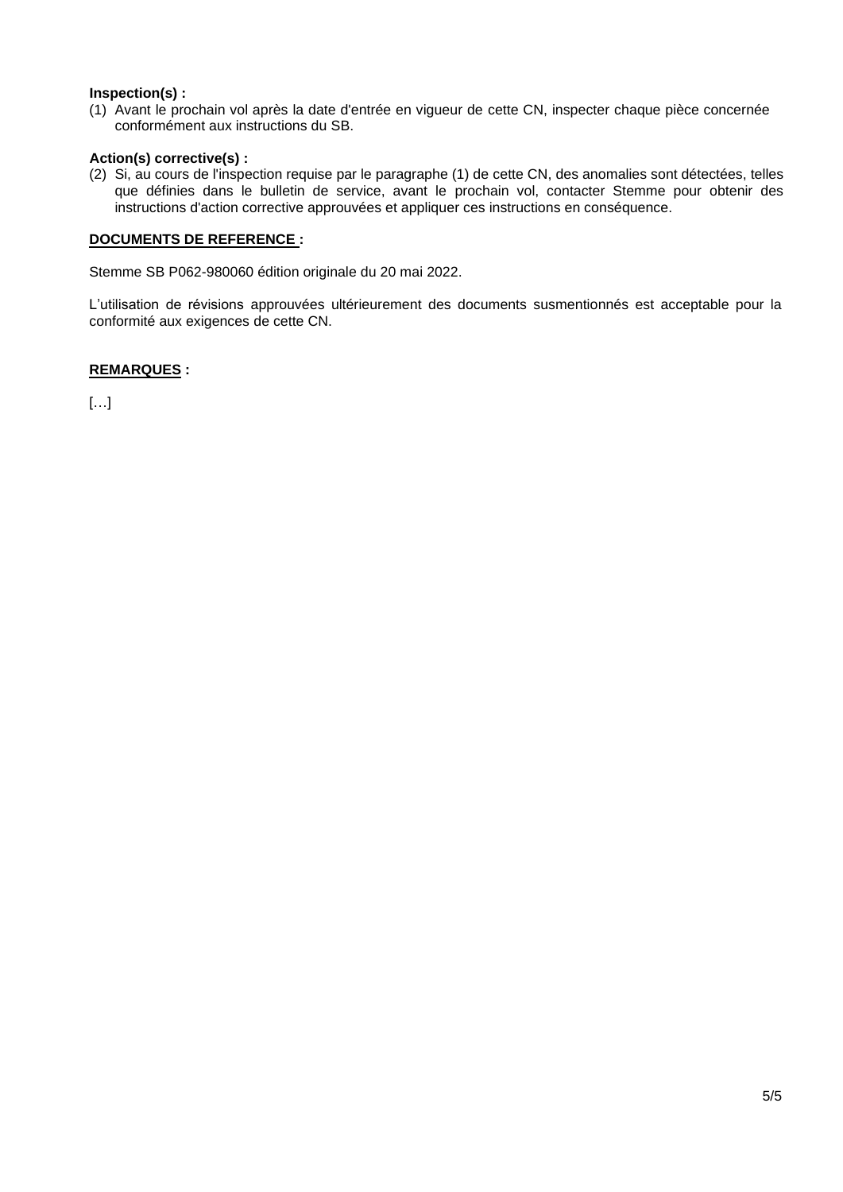**Inspection(s) :**

(1) Avant le prochain vol après la date d'entrée en vigueur de cette CN, inspecter chaque pièce concernée conformément aux instructions du SB.

**Action(s) corrective(s) :**

(2) Si, au cours de l'inspection requise par le paragraphe (1) de cette CN, des anomalies sont détectées, telles que définies dans le bulletin de service, avant le prochain vol, contacter Stemme pour obtenir des instructions d'action corrective approuvées et appliquer ces instructions en conséquence.

**DOCUMENTS DE REFERENCE :**

Stemme SB P062-980060 édition originale du 20 mai 2022.

L'utilisation de révisions approuvées ultérieurement des documents susmentionnés est acceptable pour la conformité aux exigences de cette CN.

**REMARQUES :**

[…]